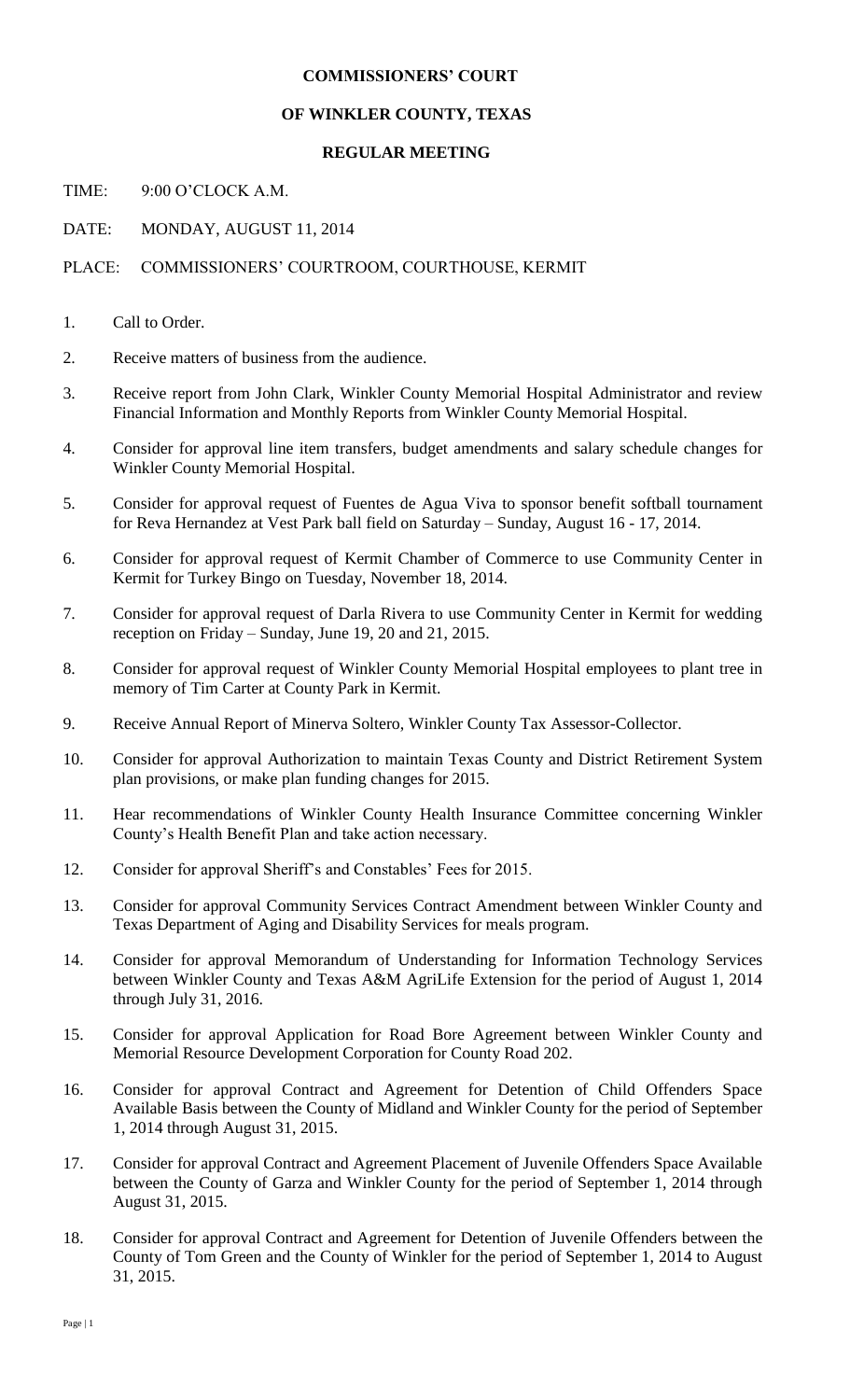# COMMISSIONERS' COURT

## OF WINKLER COUNTY, TEXAS

### REGULAR MEETING

TIME: 9:00 O'CLOCK A.M.

DATE: MONDAY, AUGUST 11, 2014

PLACE: COMMISSIONERS' COURTROOM, COURTHOUSE, KERMIT

1. Call to Order.
2. Receive matters of business from the audience.
3. Receive report from John Clark, Winkler County Memorial Hospital Administrator and review Financial Information and Monthly Reports from Winkler County Memorial Hospital.
4. Consider for approval line item transfers, budget amendments and salary schedule changes for Winkler County Memorial Hospital.
5. Consider for approval request of Fuentes de Agua Viva to sponsor benefit softball tournament for Reva Hernandez at Vest Park ball field on Saturday – Sunday, August 16 - 17, 2014.
6. Consider for approval request of Kermit Chamber of Commerce to use Community Center in Kermit for Turkey Bingo on Tuesday, November 18, 2014.
7. Consider for approval request of Darla Rivera to use Community Center in Kermit for wedding reception on Friday – Sunday, June 19, 20 and 21, 2015.
8. Consider for approval request of Winkler County Memorial Hospital employees to plant tree in memory of Tim Carter at County Park in Kermit.
9. Receive Annual Report of Minerva Soltero, Winkler County Tax Assessor-Collector.
10. Consider for approval Authorization to maintain Texas County and District Retirement System plan provisions, or make plan funding changes for 2015.
11. Hear recommendations of Winkler County Health Insurance Committee concerning Winkler County's Health Benefit Plan and take action necessary.
12. Consider for approval Sheriff's and Constables' Fees for 2015.
13. Consider for approval Community Services Contract Amendment between Winkler County and Texas Department of Aging and Disability Services for meals program.
14. Consider for approval Memorandum of Understanding for Information Technology Services between Winkler County and Texas A&M AgriLife Extension for the period of August 1, 2014 through July 31, 2016.
15. Consider for approval Application for Road Bore Agreement between Winkler County and Memorial Resource Development Corporation for County Road 202.
16. Consider for approval Contract and Agreement for Detention of Child Offenders Space Available Basis between the County of Midland and Winkler County for the period of September 1, 2014 through August 31, 2015.
17. Consider for approval Contract and Agreement Placement of Juvenile Offenders Space Available between the County of Garza and Winkler County for the period of September 1, 2014 through August 31, 2015.
18. Consider for approval Contract and Agreement for Detention of Juvenile Offenders between the County of Tom Green and the County of Winkler for the period of September 1, 2014 to August 31, 2015.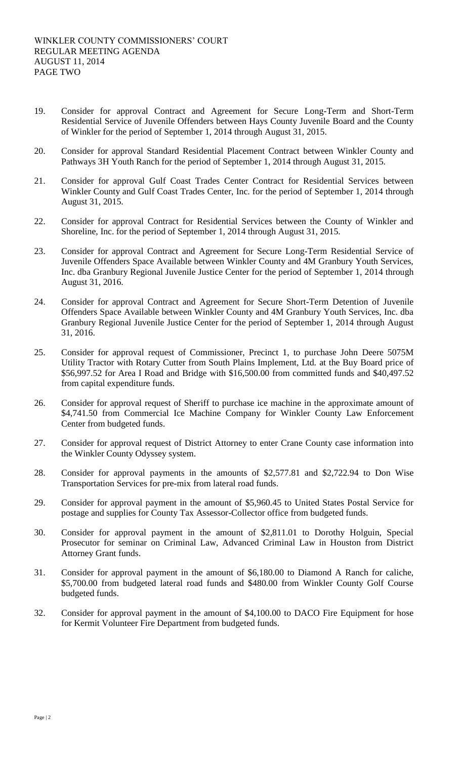19. Consider for approval Contract and Agreement for Secure Long-Term and Short-Term Residential Service of Juvenile Offenders between Hays County Juvenile Board and the County of Winkler for the period of September 1, 2014 through August 31, 2015.

20. Consider for approval Standard Residential Placement Contract between Winkler County and Pathways 3H Youth Ranch for the period of September 1, 2014 through August 31, 2015.

21. Consider for approval Gulf Coast Trades Center Contract for Residential Services between Winkler County and Gulf Coast Trades Center, Inc. for the period of September 1, 2014 through August 31, 2015.

22. Consider for approval Contract for Residential Services between the County of Winkler and Shoreline, Inc. for the period of September 1, 2014 through August 31, 2015.

23. Consider for approval Contract and Agreement for Secure Long-Term Residential Service of Juvenile Offenders Space Available between Winkler County and 4M Granbury Youth Services, Inc. dba Granbury Regional Juvenile Justice Center for the period of September 1, 2014 through August 31, 2016.

24. Consider for approval Contract and Agreement for Secure Short-Term Detention of Juvenile Offenders Space Available between Winkler County and 4M Granbury Youth Services, Inc. dba Granbury Regional Juvenile Justice Center for the period of September 1, 2014 through August 31, 2016.

25. Consider for approval request of Commissioner, Precinct 1, to purchase John Deere 5075M Utility Tractor with Rotary Cutter from South Plains Implement, Ltd. at the Buy Board price of $56,997.52 for Area I Road and Bridge with $16,500.00 from committed funds and $40,497.52 from capital expenditure funds.

26. Consider for approval request of Sheriff to purchase ice machine in the approximate amount of $4,741.50 from Commercial Ice Machine Company for Winkler County Law Enforcement Center from budgeted funds.

27. Consider for approval request of District Attorney to enter Crane County case information into the Winkler County Odyssey system.

28. Consider for approval payments in the amounts of $2,577.81 and $2,722.94 to Don Wise Transportation Services for pre-mix from lateral road funds.

29. Consider for approval payment in the amount of $5,960.45 to United States Postal Service for postage and supplies for County Tax Assessor-Collector office from budgeted funds.

30. Consider for approval payment in the amount of $2,811.01 to Dorothy Holguin, Special Prosecutor for seminar on Criminal Law, Advanced Criminal Law in Houston from District Attorney Grant funds.

31. Consider for approval payment in the amount of $6,180.00 to Diamond A Ranch for caliche, $5,700.00 from budgeted lateral road funds and $480.00 from Winkler County Golf Course budgeted funds.

32. Consider for approval payment in the amount of $4,100.00 to DACO Fire Equipment for hose for Kermit Volunteer Fire Department from budgeted funds.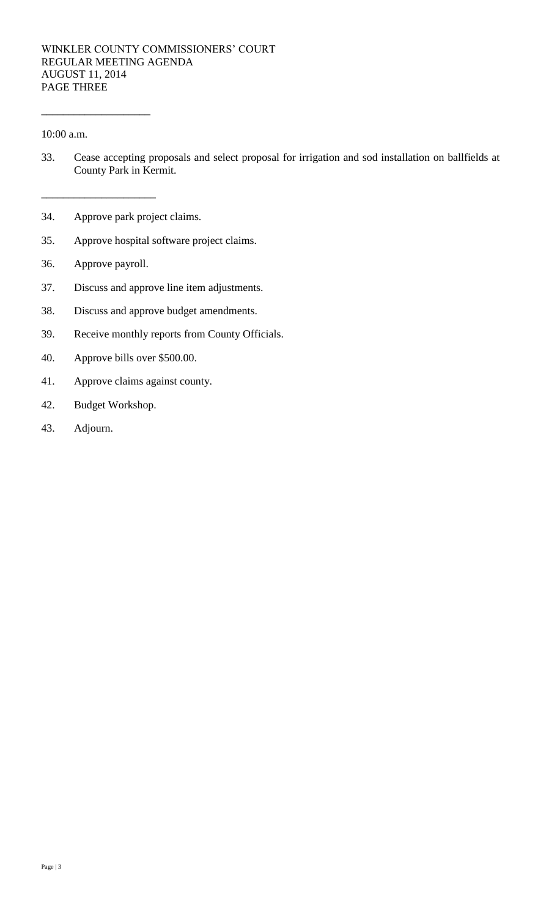WINKLER COUNTY COMMISSIONERS' COURT
REGULAR MEETING AGENDA
AUGUST 11, 2014
PAGE THREE

---

10:00 a.m.

33. Cease accepting proposals and select proposal for irrigation and sod installation on ballfields at County Park in Kermit.

---

34. Approve park project claims.

35. Approve hospital software project claims.

36. Approve payroll.

37. Discuss and approve line item adjustments.

38. Discuss and approve budget amendments.

39. Receive monthly reports from County Officials.

40. Approve bills over $500.00.

41. Approve claims against county.

42. Budget Workshop.

43. Adjourn.